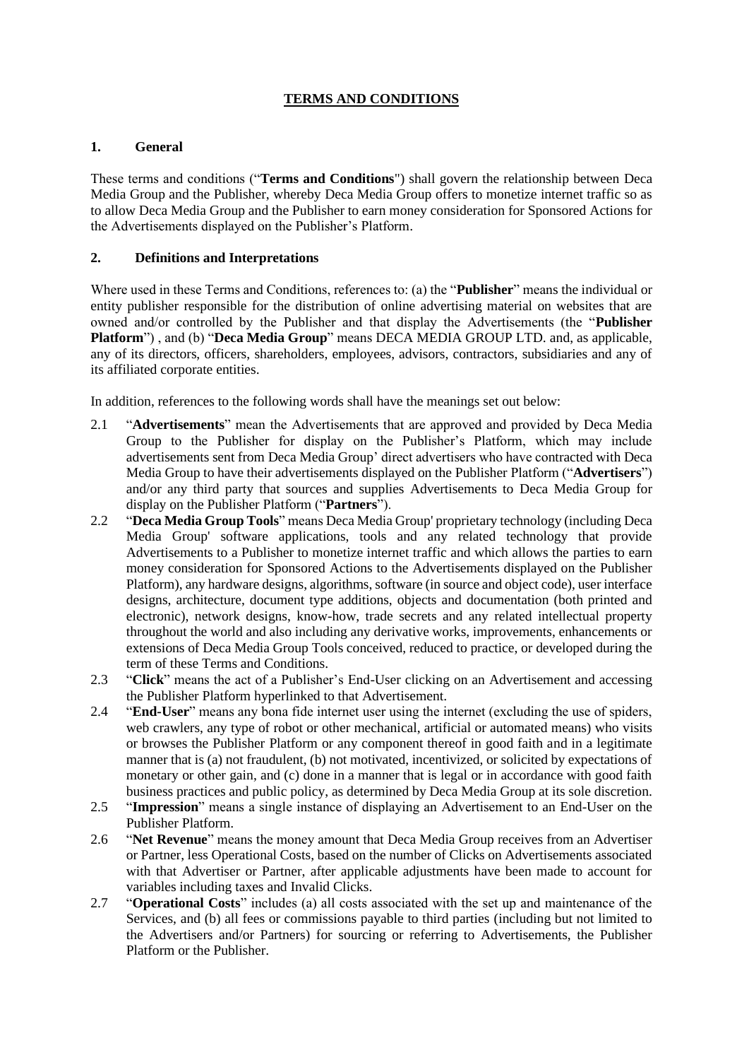# TERMS AND CONDITIONS

## 1. General

These terms and conditions ("**Terms and Conditions**") shall govern the relationship between Deca Media Group and the Publisher, whereby Deca Media Group offers to monetize internet traffic so as to allow Deca Media Group and the Publisher to earn money consideration for Sponsored Actions for the Advertisements displayed on the Publisher's Platform.

## 2. Definitions and Interpretations

Where used in these Terms and Conditions, references to: (a) the "**Publisher**" means the individual or entity publisher responsible for the distribution of online advertising material on websites that are owned and/or controlled by the Publisher and that display the Advertisements (the "**Publisher Platform**") , and (b) "**Deca Media Group**" means DECA MEDIA GROUP LTD. and, as applicable, any of its directors, officers, shareholders, employees, advisors, contractors, subsidiaries and any of its affiliated corporate entities.

In addition, references to the following words shall have the meanings set out below:

2.1 "**Advertisements**" mean the Advertisements that are approved and provided by Deca Media Group to the Publisher for display on the Publisher's Platform, which may include advertisements sent from Deca Media Group' direct advertisers who have contracted with Deca Media Group to have their advertisements displayed on the Publisher Platform ("**Advertisers**") and/or any third party that sources and supplies Advertisements to Deca Media Group for display on the Publisher Platform ("**Partners**").

2.2 "**Deca Media Group Tools**" means Deca Media Group' proprietary technology (including Deca Media Group' software applications, tools and any related technology that provide Advertisements to a Publisher to monetize internet traffic and which allows the parties to earn money consideration for Sponsored Actions to the Advertisements displayed on the Publisher Platform), any hardware designs, algorithms, software (in source and object code), user interface designs, architecture, document type additions, objects and documentation (both printed and electronic), network designs, know-how, trade secrets and any related intellectual property throughout the world and also including any derivative works, improvements, enhancements or extensions of Deca Media Group Tools conceived, reduced to practice, or developed during the term of these Terms and Conditions.

2.3 "**Click**" means the act of a Publisher's End-User clicking on an Advertisement and accessing the Publisher Platform hyperlinked to that Advertisement.

2.4 "**End-User**" means any bona fide internet user using the internet (excluding the use of spiders, web crawlers, any type of robot or other mechanical, artificial or automated means) who visits or browses the Publisher Platform or any component thereof in good faith and in a legitimate manner that is (a) not fraudulent, (b) not motivated, incentivized, or solicited by expectations of monetary or other gain, and (c) done in a manner that is legal or in accordance with good faith business practices and public policy, as determined by Deca Media Group at its sole discretion.

2.5 "**Impression**" means a single instance of displaying an Advertisement to an End-User on the Publisher Platform.

2.6 "**Net Revenue**" means the money amount that Deca Media Group receives from an Advertiser or Partner, less Operational Costs, based on the number of Clicks on Advertisements associated with that Advertiser or Partner, after applicable adjustments have been made to account for variables including taxes and Invalid Clicks.

2.7 "**Operational Costs**" includes (a) all costs associated with the set up and maintenance of the Services, and (b) all fees or commissions payable to third parties (including but not limited to the Advertisers and/or Partners) for sourcing or referring to Advertisements, the Publisher Platform or the Publisher.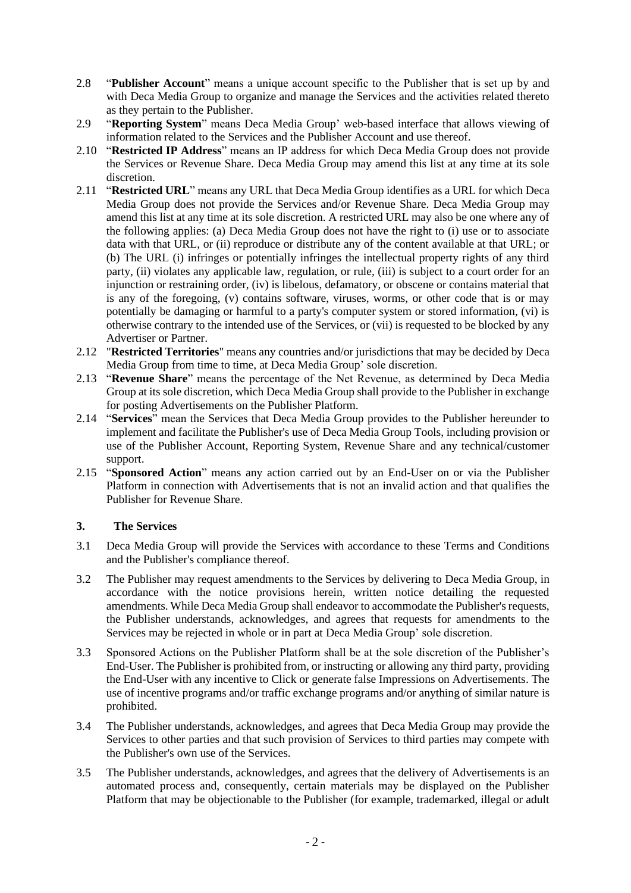2.8 "**Publisher Account**" means a unique account specific to the Publisher that is set up by and with Deca Media Group to organize and manage the Services and the activities related thereto as they pertain to the Publisher.

2.9 "**Reporting System**" means Deca Media Group' web-based interface that allows viewing of information related to the Services and the Publisher Account and use thereof.

2.10 "**Restricted IP Address**" means an IP address for which Deca Media Group does not provide the Services or Revenue Share. Deca Media Group may amend this list at any time at its sole discretion.

2.11 "**Restricted URL**" means any URL that Deca Media Group identifies as a URL for which Deca Media Group does not provide the Services and/or Revenue Share. Deca Media Group may amend this list at any time at its sole discretion. A restricted URL may also be one where any of the following applies: (a) Deca Media Group does not have the right to (i) use or to associate data with that URL, or (ii) reproduce or distribute any of the content available at that URL; or (b) The URL (i) infringes or potentially infringes the intellectual property rights of any third party, (ii) violates any applicable law, regulation, or rule, (iii) is subject to a court order for an injunction or restraining order, (iv) is libelous, defamatory, or obscene or contains material that is any of the foregoing, (v) contains software, viruses, worms, or other code that is or may potentially be damaging or harmful to a party's computer system or stored information, (vi) is otherwise contrary to the intended use of the Services, or (vii) is requested to be blocked by any Advertiser or Partner.

2.12 "**Restricted Territories**" means any countries and/or jurisdictions that may be decided by Deca Media Group from time to time, at Deca Media Group' sole discretion.

2.13 "**Revenue Share**" means the percentage of the Net Revenue, as determined by Deca Media Group at its sole discretion, which Deca Media Group shall provide to the Publisher in exchange for posting Advertisements on the Publisher Platform.

2.14 "**Services**" mean the Services that Deca Media Group provides to the Publisher hereunder to implement and facilitate the Publisher's use of Deca Media Group Tools, including provision or use of the Publisher Account, Reporting System, Revenue Share and any technical/customer support.

2.15 "**Sponsored Action**" means any action carried out by an End-User on or via the Publisher Platform in connection with Advertisements that is not an invalid action and that qualifies the Publisher for Revenue Share.

### 3. The Services

3.1 Deca Media Group will provide the Services with accordance to these Terms and Conditions and the Publisher's compliance thereof.

3.2 The Publisher may request amendments to the Services by delivering to Deca Media Group, in accordance with the notice provisions herein, written notice detailing the requested amendments. While Deca Media Group shall endeavor to accommodate the Publisher's requests, the Publisher understands, acknowledges, and agrees that requests for amendments to the Services may be rejected in whole or in part at Deca Media Group' sole discretion.

3.3 Sponsored Actions on the Publisher Platform shall be at the sole discretion of the Publisher's End-User. The Publisher is prohibited from, or instructing or allowing any third party, providing the End-User with any incentive to Click or generate false Impressions on Advertisements. The use of incentive programs and/or traffic exchange programs and/or anything of similar nature is prohibited.

3.4 The Publisher understands, acknowledges, and agrees that Deca Media Group may provide the Services to other parties and that such provision of Services to third parties may compete with the Publisher's own use of the Services.

3.5 The Publisher understands, acknowledges, and agrees that the delivery of Advertisements is an automated process and, consequently, certain materials may be displayed on the Publisher Platform that may be objectionable to the Publisher (for example, trademarked, illegal or adult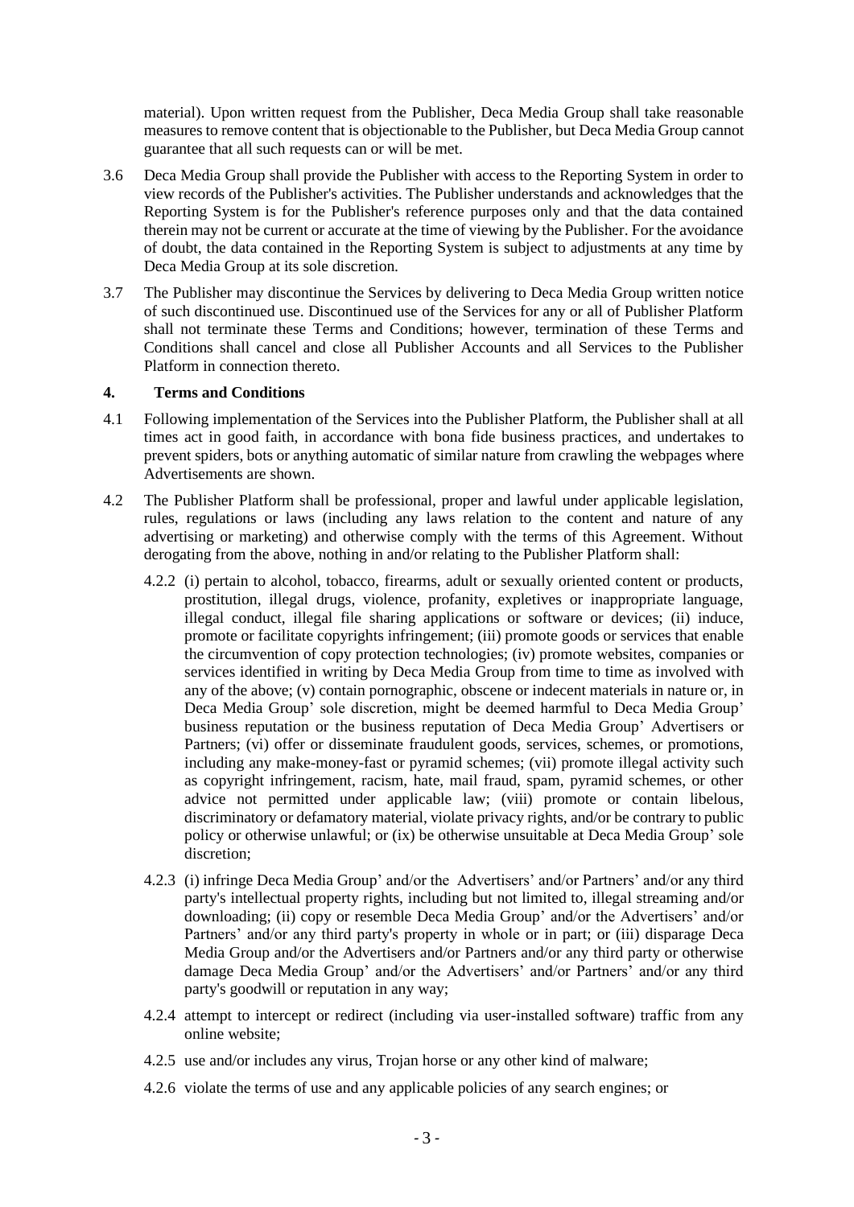material). Upon written request from the Publisher, Deca Media Group shall take reasonable measures to remove content that is objectionable to the Publisher, but Deca Media Group cannot guarantee that all such requests can or will be met.

3.6 Deca Media Group shall provide the Publisher with access to the Reporting System in order to view records of the Publisher's activities. The Publisher understands and acknowledges that the Reporting System is for the Publisher's reference purposes only and that the data contained therein may not be current or accurate at the time of viewing by the Publisher. For the avoidance of doubt, the data contained in the Reporting System is subject to adjustments at any time by Deca Media Group at its sole discretion.

3.7 The Publisher may discontinue the Services by delivering to Deca Media Group written notice of such discontinued use. Discontinued use of the Services for any or all of Publisher Platform shall not terminate these Terms and Conditions; however, termination of these Terms and Conditions shall cancel and close all Publisher Accounts and all Services to the Publisher Platform in connection thereto.

## 4. Terms and Conditions

4.1 Following implementation of the Services into the Publisher Platform, the Publisher shall at all times act in good faith, in accordance with bona fide business practices, and undertakes to prevent spiders, bots or anything automatic of similar nature from crawling the webpages where Advertisements are shown.

4.2 The Publisher Platform shall be professional, proper and lawful under applicable legislation, rules, regulations or laws (including any laws relation to the content and nature of any advertising or marketing) and otherwise comply with the terms of this Agreement. Without derogating from the above, nothing in and/or relating to the Publisher Platform shall:

4.2.2 (i) pertain to alcohol, tobacco, firearms, adult or sexually oriented content or products, prostitution, illegal drugs, violence, profanity, expletives or inappropriate language, illegal conduct, illegal file sharing applications or software or devices; (ii) induce, promote or facilitate copyrights infringement; (iii) promote goods or services that enable the circumvention of copy protection technologies; (iv) promote websites, companies or services identified in writing by Deca Media Group from time to time as involved with any of the above; (v) contain pornographic, obscene or indecent materials in nature or, in Deca Media Group' sole discretion, might be deemed harmful to Deca Media Group' business reputation or the business reputation of Deca Media Group' Advertisers or Partners; (vi) offer or disseminate fraudulent goods, services, schemes, or promotions, including any make-money-fast or pyramid schemes; (vii) promote illegal activity such as copyright infringement, racism, hate, mail fraud, spam, pyramid schemes, or other advice not permitted under applicable law; (viii) promote or contain libelous, discriminatory or defamatory material, violate privacy rights, and/or be contrary to public policy or otherwise unlawful; or (ix) be otherwise unsuitable at Deca Media Group' sole discretion;

4.2.3 (i) infringe Deca Media Group' and/or the Advertisers' and/or Partners' and/or any third party's intellectual property rights, including but not limited to, illegal streaming and/or downloading; (ii) copy or resemble Deca Media Group' and/or the Advertisers' and/or Partners' and/or any third party's property in whole or in part; or (iii) disparage Deca Media Group and/or the Advertisers and/or Partners and/or any third party or otherwise damage Deca Media Group' and/or the Advertisers' and/or Partners' and/or any third party's goodwill or reputation in any way;

4.2.4 attempt to intercept or redirect (including via user-installed software) traffic from any online website;

4.2.5 use and/or includes any virus, Trojan horse or any other kind of malware;

4.2.6 violate the terms of use and any applicable policies of any search engines; or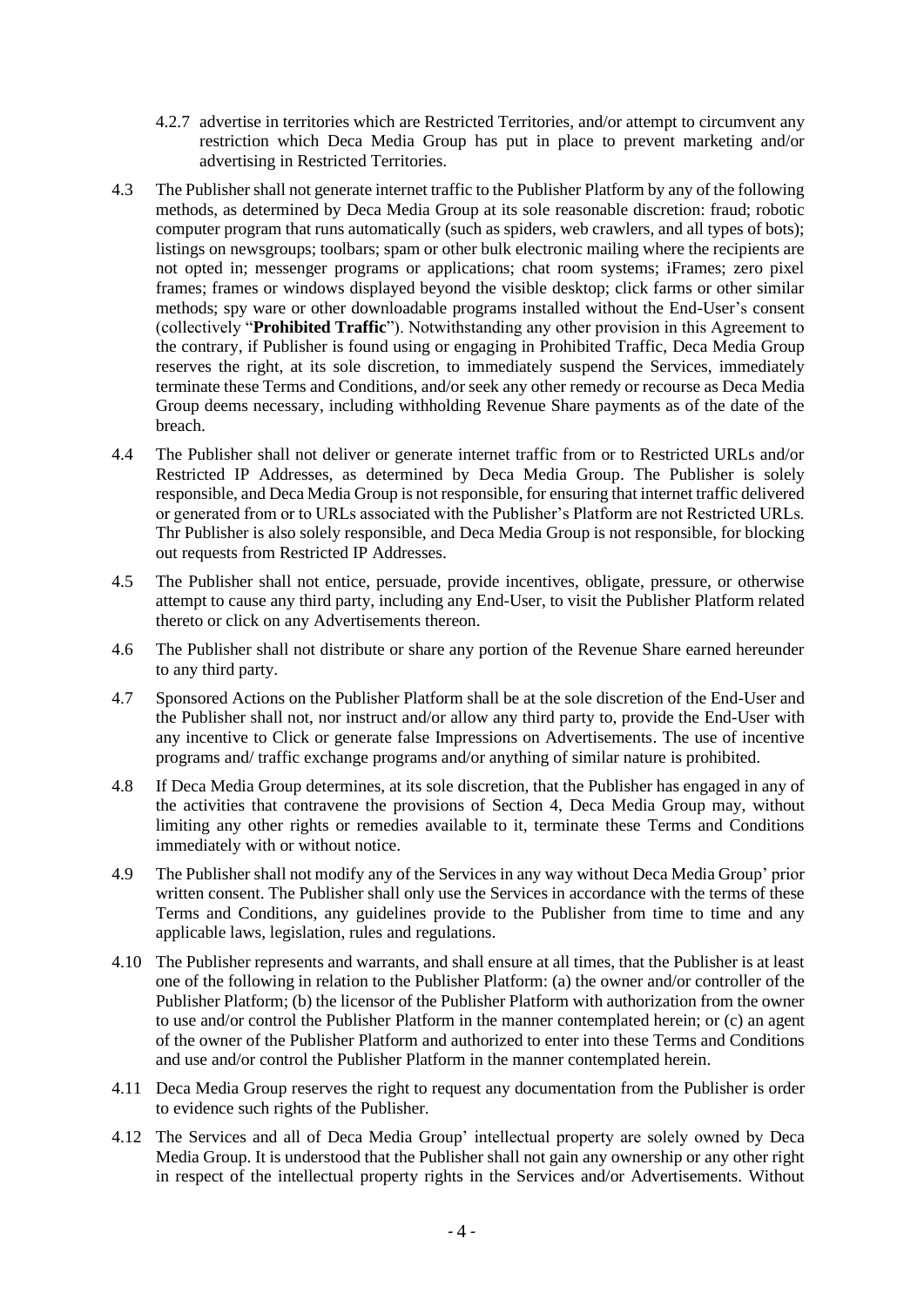4.2.7 advertise in territories which are Restricted Territories, and/or attempt to circumvent any restriction which Deca Media Group has put in place to prevent marketing and/or advertising in Restricted Territories.

4.3 The Publisher shall not generate internet traffic to the Publisher Platform by any of the following methods, as determined by Deca Media Group at its sole reasonable discretion: fraud; robotic computer program that runs automatically (such as spiders, web crawlers, and all types of bots); listings on newsgroups; toolbars; spam or other bulk electronic mailing where the recipients are not opted in; messenger programs or applications; chat room systems; iFrames; zero pixel frames; frames or windows displayed beyond the visible desktop; click farms or other similar methods; spy ware or other downloadable programs installed without the End-User's consent (collectively "**Prohibited Traffic**"). Notwithstanding any other provision in this Agreement to the contrary, if Publisher is found using or engaging in Prohibited Traffic, Deca Media Group reserves the right, at its sole discretion, to immediately suspend the Services, immediately terminate these Terms and Conditions, and/or seek any other remedy or recourse as Deca Media Group deems necessary, including withholding Revenue Share payments as of the date of the breach.

4.4 The Publisher shall not deliver or generate internet traffic from or to Restricted URLs and/or Restricted IP Addresses, as determined by Deca Media Group. The Publisher is solely responsible, and Deca Media Group is not responsible, for ensuring that internet traffic delivered or generated from or to URLs associated with the Publisher's Platform are not Restricted URLs. Thr Publisher is also solely responsible, and Deca Media Group is not responsible, for blocking out requests from Restricted IP Addresses.

4.5 The Publisher shall not entice, persuade, provide incentives, obligate, pressure, or otherwise attempt to cause any third party, including any End-User, to visit the Publisher Platform related thereto or click on any Advertisements thereon.

4.6 The Publisher shall not distribute or share any portion of the Revenue Share earned hereunder to any third party.

4.7 Sponsored Actions on the Publisher Platform shall be at the sole discretion of the End-User and the Publisher shall not, nor instruct and/or allow any third party to, provide the End-User with any incentive to Click or generate false Impressions on Advertisements. The use of incentive programs and/ traffic exchange programs and/or anything of similar nature is prohibited.

4.8 If Deca Media Group determines, at its sole discretion, that the Publisher has engaged in any of the activities that contravene the provisions of Section 4, Deca Media Group may, without limiting any other rights or remedies available to it, terminate these Terms and Conditions immediately with or without notice.

4.9 The Publisher shall not modify any of the Services in any way without Deca Media Group' prior written consent. The Publisher shall only use the Services in accordance with the terms of these Terms and Conditions, any guidelines provide to the Publisher from time to time and any applicable laws, legislation, rules and regulations.

4.10 The Publisher represents and warrants, and shall ensure at all times, that the Publisher is at least one of the following in relation to the Publisher Platform: (a) the owner and/or controller of the Publisher Platform; (b) the licensor of the Publisher Platform with authorization from the owner to use and/or control the Publisher Platform in the manner contemplated herein; or (c) an agent of the owner of the Publisher Platform and authorized to enter into these Terms and Conditions and use and/or control the Publisher Platform in the manner contemplated herein.

4.11 Deca Media Group reserves the right to request any documentation from the Publisher is order to evidence such rights of the Publisher.

4.12 The Services and all of Deca Media Group' intellectual property are solely owned by Deca Media Group. It is understood that the Publisher shall not gain any ownership or any other right in respect of the intellectual property rights in the Services and/or Advertisements. Without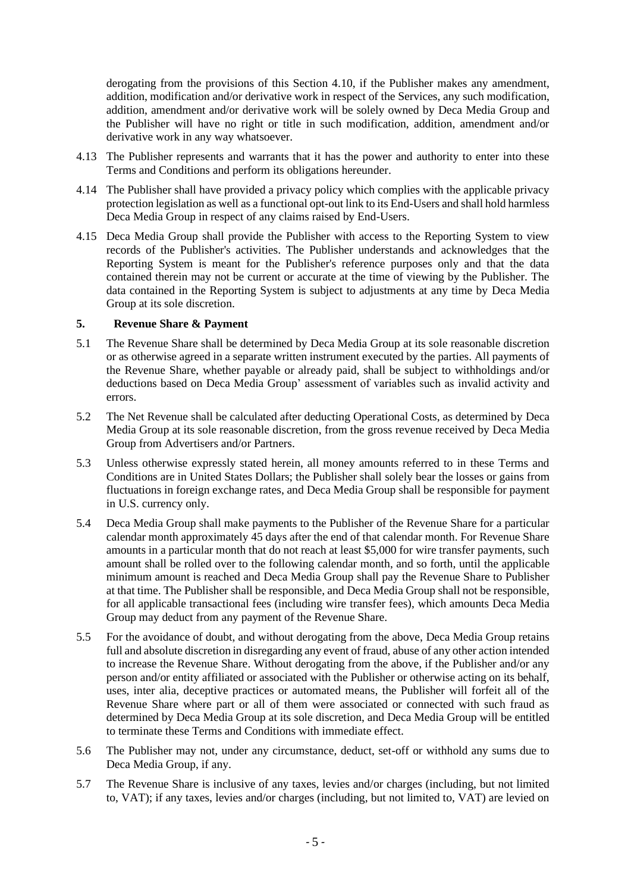derogating from the provisions of this Section 4.10, if the Publisher makes any amendment, addition, modification and/or derivative work in respect of the Services, any such modification, addition, amendment and/or derivative work will be solely owned by Deca Media Group and the Publisher will have no right or title in such modification, addition, amendment and/or derivative work in any way whatsoever.

4.13 The Publisher represents and warrants that it has the power and authority to enter into these Terms and Conditions and perform its obligations hereunder.

4.14 The Publisher shall have provided a privacy policy which complies with the applicable privacy protection legislation as well as a functional opt-out link to its End-Users and shall hold harmless Deca Media Group in respect of any claims raised by End-Users.

4.15 Deca Media Group shall provide the Publisher with access to the Reporting System to view records of the Publisher's activities. The Publisher understands and acknowledges that the Reporting System is meant for the Publisher's reference purposes only and that the data contained therein may not be current or accurate at the time of viewing by the Publisher. The data contained in the Reporting System is subject to adjustments at any time by Deca Media Group at its sole discretion.

## 5. Revenue Share & Payment

5.1 The Revenue Share shall be determined by Deca Media Group at its sole reasonable discretion or as otherwise agreed in a separate written instrument executed by the parties. All payments of the Revenue Share, whether payable or already paid, shall be subject to withholdings and/or deductions based on Deca Media Group' assessment of variables such as invalid activity and errors.

5.2 The Net Revenue shall be calculated after deducting Operational Costs, as determined by Deca Media Group at its sole reasonable discretion, from the gross revenue received by Deca Media Group from Advertisers and/or Partners.

5.3 Unless otherwise expressly stated herein, all money amounts referred to in these Terms and Conditions are in United States Dollars; the Publisher shall solely bear the losses or gains from fluctuations in foreign exchange rates, and Deca Media Group shall be responsible for payment in U.S. currency only.

5.4 Deca Media Group shall make payments to the Publisher of the Revenue Share for a particular calendar month approximately 45 days after the end of that calendar month. For Revenue Share amounts in a particular month that do not reach at least $5,000 for wire transfer payments, such amount shall be rolled over to the following calendar month, and so forth, until the applicable minimum amount is reached and Deca Media Group shall pay the Revenue Share to Publisher at that time. The Publisher shall be responsible, and Deca Media Group shall not be responsible, for all applicable transactional fees (including wire transfer fees), which amounts Deca Media Group may deduct from any payment of the Revenue Share.

5.5 For the avoidance of doubt, and without derogating from the above, Deca Media Group retains full and absolute discretion in disregarding any event of fraud, abuse of any other action intended to increase the Revenue Share. Without derogating from the above, if the Publisher and/or any person and/or entity affiliated or associated with the Publisher or otherwise acting on its behalf, uses, inter alia, deceptive practices or automated means, the Publisher will forfeit all of the Revenue Share where part or all of them were associated or connected with such fraud as determined by Deca Media Group at its sole discretion, and Deca Media Group will be entitled to terminate these Terms and Conditions with immediate effect.

5.6 The Publisher may not, under any circumstance, deduct, set-off or withhold any sums due to Deca Media Group, if any.

5.7 The Revenue Share is inclusive of any taxes, levies and/or charges (including, but not limited to, VAT); if any taxes, levies and/or charges (including, but not limited to, VAT) are levied on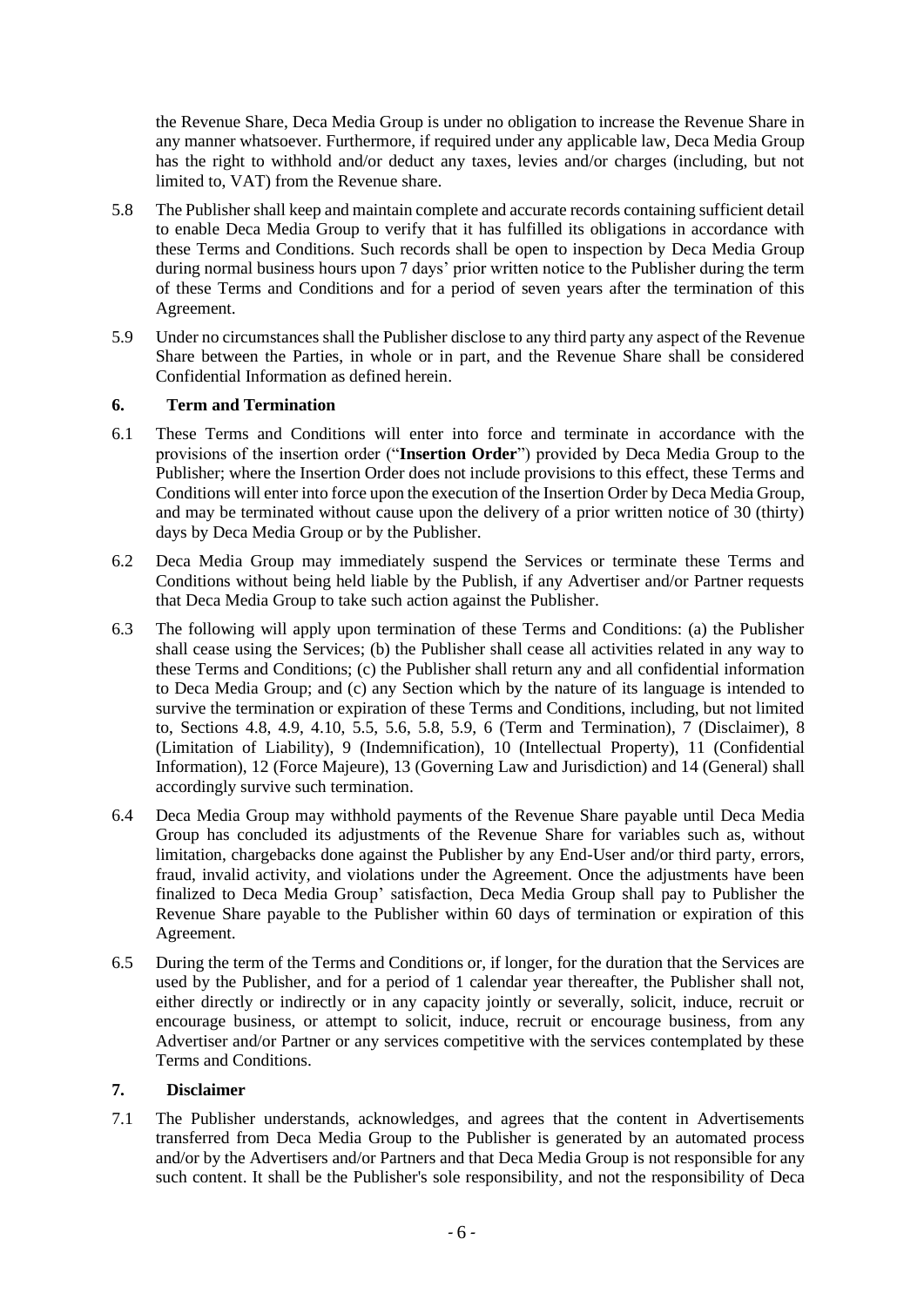the Revenue Share, Deca Media Group is under no obligation to increase the Revenue Share in any manner whatsoever. Furthermore, if required under any applicable law, Deca Media Group has the right to withhold and/or deduct any taxes, levies and/or charges (including, but not limited to, VAT) from the Revenue share.

5.8 The Publisher shall keep and maintain complete and accurate records containing sufficient detail to enable Deca Media Group to verify that it has fulfilled its obligations in accordance with these Terms and Conditions. Such records shall be open to inspection by Deca Media Group during normal business hours upon 7 days' prior written notice to the Publisher during the term of these Terms and Conditions and for a period of seven years after the termination of this Agreement.

5.9 Under no circumstances shall the Publisher disclose to any third party any aspect of the Revenue Share between the Parties, in whole or in part, and the Revenue Share shall be considered Confidential Information as defined herein.

## 6. Term and Termination

6.1 These Terms and Conditions will enter into force and terminate in accordance with the provisions of the insertion order ("**Insertion Order**") provided by Deca Media Group to the Publisher; where the Insertion Order does not include provisions to this effect, these Terms and Conditions will enter into force upon the execution of the Insertion Order by Deca Media Group, and may be terminated without cause upon the delivery of a prior written notice of 30 (thirty) days by Deca Media Group or by the Publisher.

6.2 Deca Media Group may immediately suspend the Services or terminate these Terms and Conditions without being held liable by the Publish, if any Advertiser and/or Partner requests that Deca Media Group to take such action against the Publisher.

6.3 The following will apply upon termination of these Terms and Conditions: (a) the Publisher shall cease using the Services; (b) the Publisher shall cease all activities related in any way to these Terms and Conditions; (c) the Publisher shall return any and all confidential information to Deca Media Group; and (c) any Section which by the nature of its language is intended to survive the termination or expiration of these Terms and Conditions, including, but not limited to, Sections 4.8, 4.9, 4.10, 5.5, 5.6, 5.8, 5.9, 6 (Term and Termination), 7 (Disclaimer), 8 (Limitation of Liability), 9 (Indemnification), 10 (Intellectual Property), 11 (Confidential Information), 12 (Force Majeure), 13 (Governing Law and Jurisdiction) and 14 (General) shall accordingly survive such termination.

6.4 Deca Media Group may withhold payments of the Revenue Share payable until Deca Media Group has concluded its adjustments of the Revenue Share for variables such as, without limitation, chargebacks done against the Publisher by any End-User and/or third party, errors, fraud, invalid activity, and violations under the Agreement. Once the adjustments have been finalized to Deca Media Group' satisfaction, Deca Media Group shall pay to Publisher the Revenue Share payable to the Publisher within 60 days of termination or expiration of this Agreement.

6.5 During the term of the Terms and Conditions or, if longer, for the duration that the Services are used by the Publisher, and for a period of 1 calendar year thereafter, the Publisher shall not, either directly or indirectly or in any capacity jointly or severally, solicit, induce, recruit or encourage business, or attempt to solicit, induce, recruit or encourage business, from any Advertiser and/or Partner or any services competitive with the services contemplated by these Terms and Conditions.

## 7. Disclaimer

7.1 The Publisher understands, acknowledges, and agrees that the content in Advertisements transferred from Deca Media Group to the Publisher is generated by an automated process and/or by the Advertisers and/or Partners and that Deca Media Group is not responsible for any such content. It shall be the Publisher's sole responsibility, and not the responsibility of Deca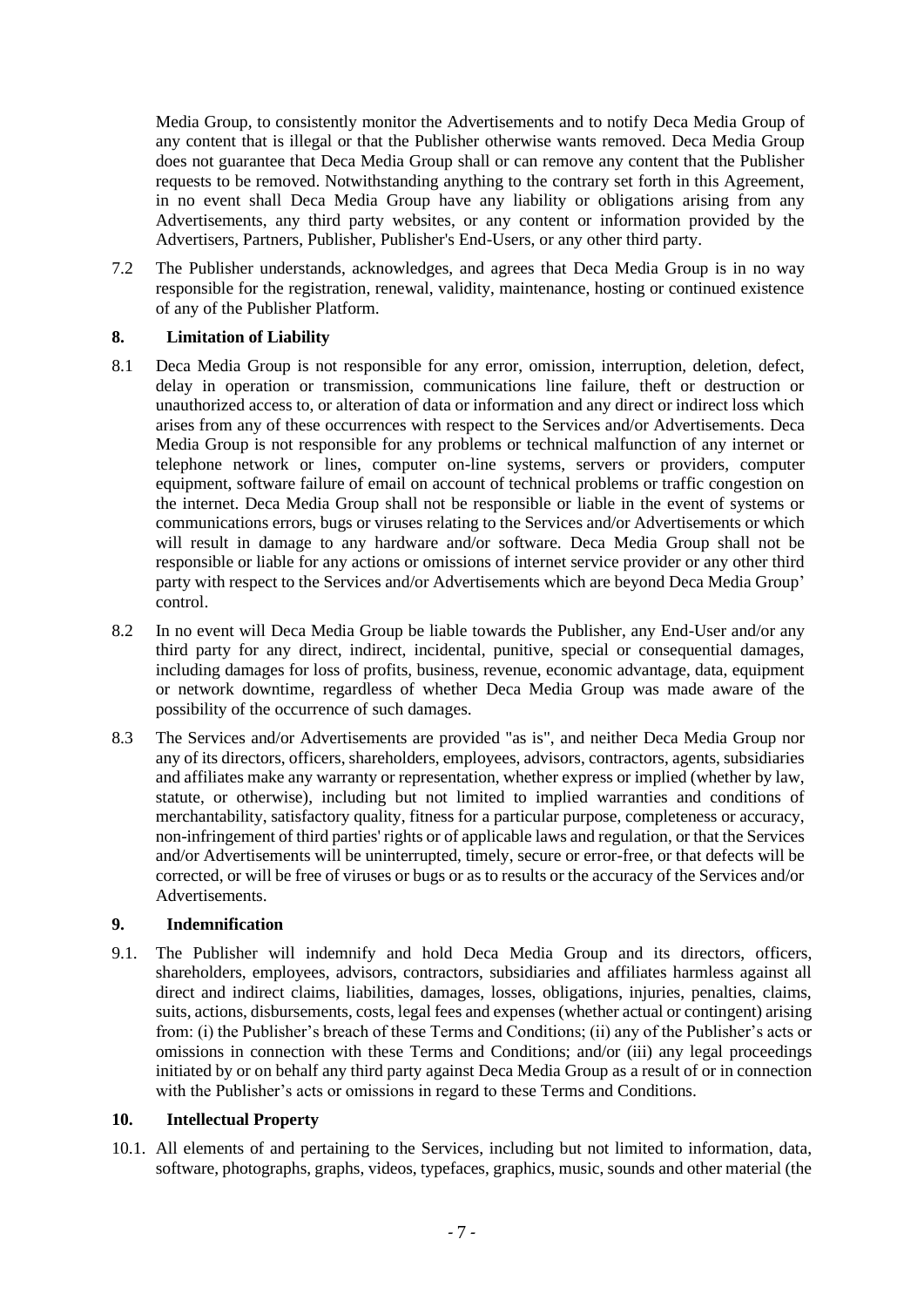Media Group, to consistently monitor the Advertisements and to notify Deca Media Group of any content that is illegal or that the Publisher otherwise wants removed. Deca Media Group does not guarantee that Deca Media Group shall or can remove any content that the Publisher requests to be removed. Notwithstanding anything to the contrary set forth in this Agreement, in no event shall Deca Media Group have any liability or obligations arising from any Advertisements, any third party websites, or any content or information provided by the Advertisers, Partners, Publisher, Publisher's End-Users, or any other third party.

7.2 The Publisher understands, acknowledges, and agrees that Deca Media Group is in no way responsible for the registration, renewal, validity, maintenance, hosting or continued existence of any of the Publisher Platform.

## 8. Limitation of Liability

8.1 Deca Media Group is not responsible for any error, omission, interruption, deletion, defect, delay in operation or transmission, communications line failure, theft or destruction or unauthorized access to, or alteration of data or information and any direct or indirect loss which arises from any of these occurrences with respect to the Services and/or Advertisements. Deca Media Group is not responsible for any problems or technical malfunction of any internet or telephone network or lines, computer on-line systems, servers or providers, computer equipment, software failure of email on account of technical problems or traffic congestion on the internet. Deca Media Group shall not be responsible or liable in the event of systems or communications errors, bugs or viruses relating to the Services and/or Advertisements or which will result in damage to any hardware and/or software. Deca Media Group shall not be responsible or liable for any actions or omissions of internet service provider or any other third party with respect to the Services and/or Advertisements which are beyond Deca Media Group' control.

8.2 In no event will Deca Media Group be liable towards the Publisher, any End-User and/or any third party for any direct, indirect, incidental, punitive, special or consequential damages, including damages for loss of profits, business, revenue, economic advantage, data, equipment or network downtime, regardless of whether Deca Media Group was made aware of the possibility of the occurrence of such damages.

8.3 The Services and/or Advertisements are provided "as is", and neither Deca Media Group nor any of its directors, officers, shareholders, employees, advisors, contractors, agents, subsidiaries and affiliates make any warranty or representation, whether express or implied (whether by law, statute, or otherwise), including but not limited to implied warranties and conditions of merchantability, satisfactory quality, fitness for a particular purpose, completeness or accuracy, non-infringement of third parties' rights or of applicable laws and regulation, or that the Services and/or Advertisements will be uninterrupted, timely, secure or error-free, or that defects will be corrected, or will be free of viruses or bugs or as to results or the accuracy of the Services and/or Advertisements.

## 9. Indemnification

9.1. The Publisher will indemnify and hold Deca Media Group and its directors, officers, shareholders, employees, advisors, contractors, subsidiaries and affiliates harmless against all direct and indirect claims, liabilities, damages, losses, obligations, injuries, penalties, claims, suits, actions, disbursements, costs, legal fees and expenses (whether actual or contingent) arising from: (i) the Publisher's breach of these Terms and Conditions; (ii) any of the Publisher's acts or omissions in connection with these Terms and Conditions; and/or (iii) any legal proceedings initiated by or on behalf any third party against Deca Media Group as a result of or in connection with the Publisher's acts or omissions in regard to these Terms and Conditions.

## 10. Intellectual Property

10.1. All elements of and pertaining to the Services, including but not limited to information, data, software, photographs, graphs, videos, typefaces, graphics, music, sounds and other material (the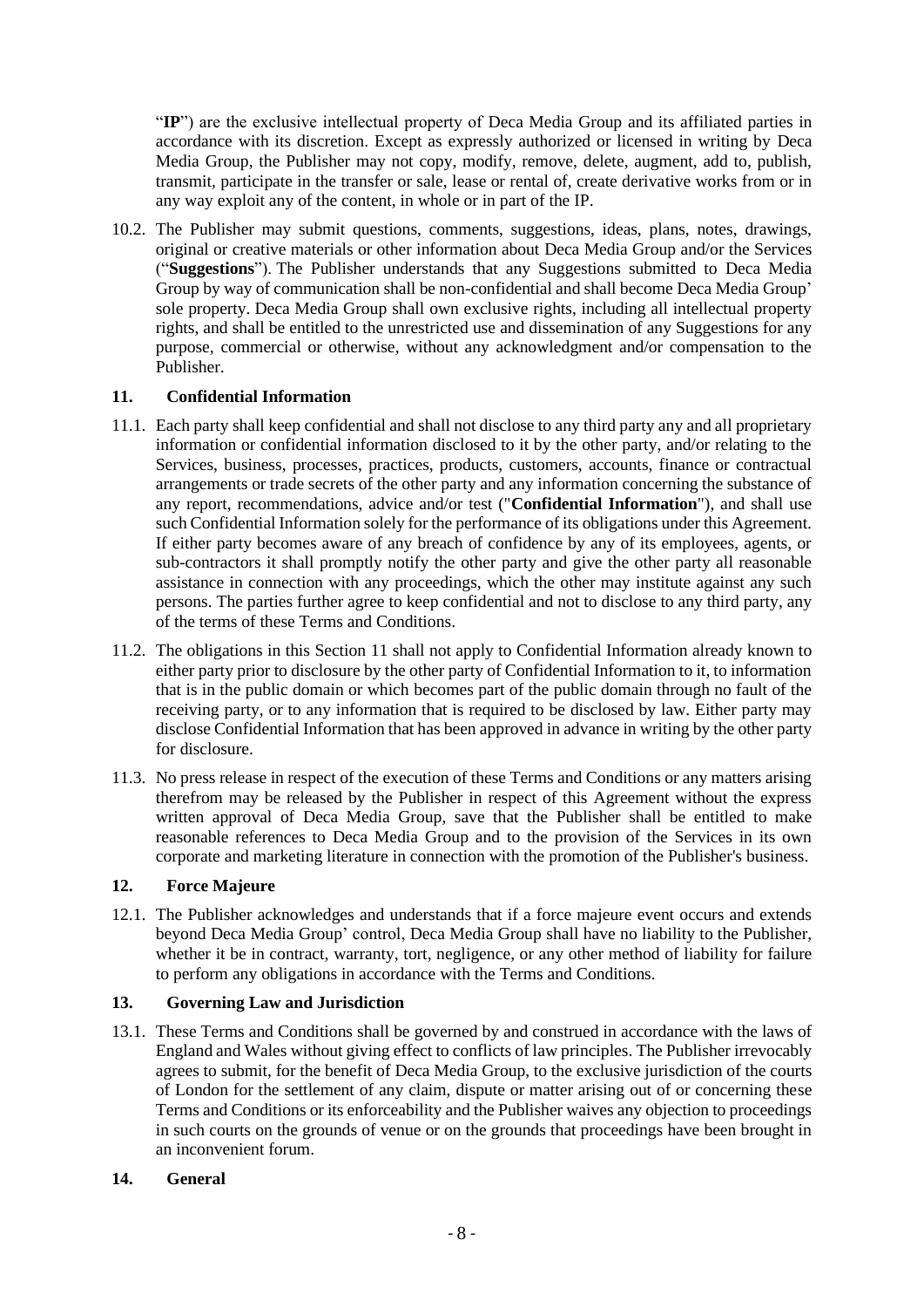"**IP**") are the exclusive intellectual property of Deca Media Group and its affiliated parties in accordance with its discretion. Except as expressly authorized or licensed in writing by Deca Media Group, the Publisher may not copy, modify, remove, delete, augment, add to, publish, transmit, participate in the transfer or sale, lease or rental of, create derivative works from or in any way exploit any of the content, in whole or in part of the IP.

10.2. The Publisher may submit questions, comments, suggestions, ideas, plans, notes, drawings, original or creative materials or other information about Deca Media Group and/or the Services ("**Suggestions**"). The Publisher understands that any Suggestions submitted to Deca Media Group by way of communication shall be non-confidential and shall become Deca Media Group' sole property. Deca Media Group shall own exclusive rights, including all intellectual property rights, and shall be entitled to the unrestricted use and dissemination of any Suggestions for any purpose, commercial or otherwise, without any acknowledgment and/or compensation to the Publisher.

## 11. Confidential Information

11.1. Each party shall keep confidential and shall not disclose to any third party any and all proprietary information or confidential information disclosed to it by the other party, and/or relating to the Services, business, processes, practices, products, customers, accounts, finance or contractual arrangements or trade secrets of the other party and any information concerning the substance of any report, recommendations, advice and/or test ("**Confidential Information**"), and shall use such Confidential Information solely for the performance of its obligations under this Agreement. If either party becomes aware of any breach of confidence by any of its employees, agents, or sub-contractors it shall promptly notify the other party and give the other party all reasonable assistance in connection with any proceedings, which the other may institute against any such persons. The parties further agree to keep confidential and not to disclose to any third party, any of the terms of these Terms and Conditions.

11.2. The obligations in this Section 11 shall not apply to Confidential Information already known to either party prior to disclosure by the other party of Confidential Information to it, to information that is in the public domain or which becomes part of the public domain through no fault of the receiving party, or to any information that is required to be disclosed by law. Either party may disclose Confidential Information that has been approved in advance in writing by the other party for disclosure.

11.3. No press release in respect of the execution of these Terms and Conditions or any matters arising therefrom may be released by the Publisher in respect of this Agreement without the express written approval of Deca Media Group, save that the Publisher shall be entitled to make reasonable references to Deca Media Group and to the provision of the Services in its own corporate and marketing literature in connection with the promotion of the Publisher's business.

## 12. Force Majeure

12.1. The Publisher acknowledges and understands that if a force majeure event occurs and extends beyond Deca Media Group' control, Deca Media Group shall have no liability to the Publisher, whether it be in contract, warranty, tort, negligence, or any other method of liability for failure to perform any obligations in accordance with the Terms and Conditions.

## 13. Governing Law and Jurisdiction

13.1. These Terms and Conditions shall be governed by and construed in accordance with the laws of England and Wales without giving effect to conflicts of law principles. The Publisher irrevocably agrees to submit, for the benefit of Deca Media Group, to the exclusive jurisdiction of the courts of London for the settlement of any claim, dispute or matter arising out of or concerning these Terms and Conditions or its enforceability and the Publisher waives any objection to proceedings in such courts on the grounds of venue or on the grounds that proceedings have been brought in an inconvenient forum.

## 14. General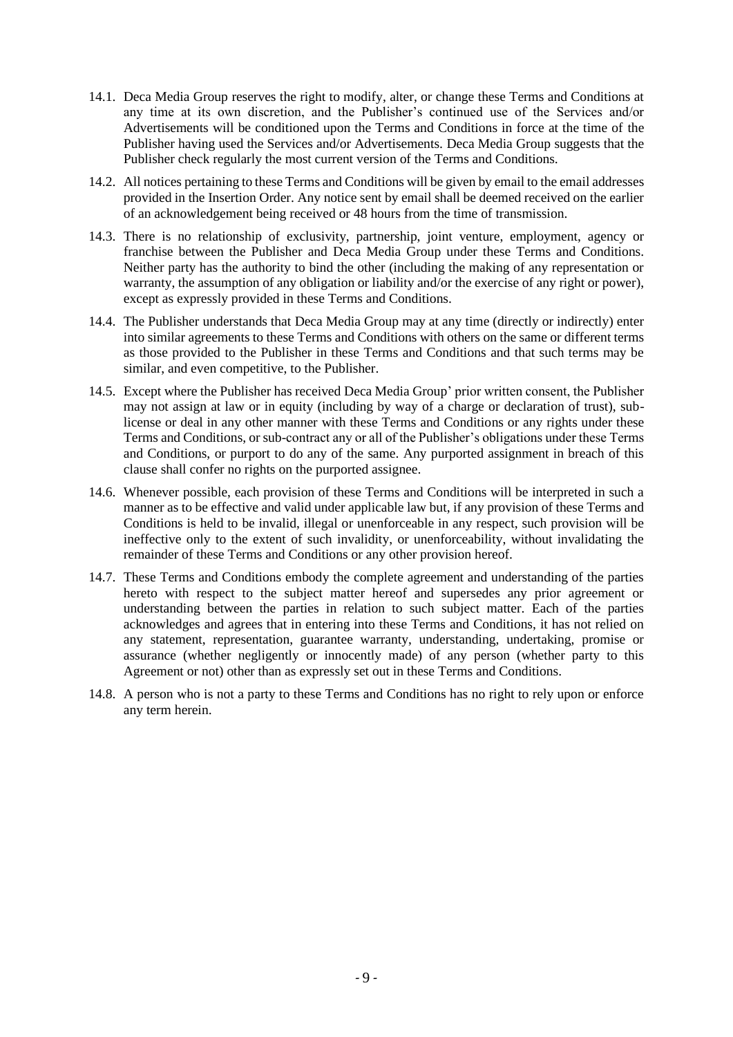14.1. Deca Media Group reserves the right to modify, alter, or change these Terms and Conditions at any time at its own discretion, and the Publisher's continued use of the Services and/or Advertisements will be conditioned upon the Terms and Conditions in force at the time of the Publisher having used the Services and/or Advertisements. Deca Media Group suggests that the Publisher check regularly the most current version of the Terms and Conditions.

14.2. All notices pertaining to these Terms and Conditions will be given by email to the email addresses provided in the Insertion Order. Any notice sent by email shall be deemed received on the earlier of an acknowledgement being received or 48 hours from the time of transmission.

14.3. There is no relationship of exclusivity, partnership, joint venture, employment, agency or franchise between the Publisher and Deca Media Group under these Terms and Conditions. Neither party has the authority to bind the other (including the making of any representation or warranty, the assumption of any obligation or liability and/or the exercise of any right or power), except as expressly provided in these Terms and Conditions.

14.4. The Publisher understands that Deca Media Group may at any time (directly or indirectly) enter into similar agreements to these Terms and Conditions with others on the same or different terms as those provided to the Publisher in these Terms and Conditions and that such terms may be similar, and even competitive, to the Publisher.

14.5. Except where the Publisher has received Deca Media Group' prior written consent, the Publisher may not assign at law or in equity (including by way of a charge or declaration of trust), sub-license or deal in any other manner with these Terms and Conditions or any rights under these Terms and Conditions, or sub-contract any or all of the Publisher's obligations under these Terms and Conditions, or purport to do any of the same. Any purported assignment in breach of this clause shall confer no rights on the purported assignee.

14.6. Whenever possible, each provision of these Terms and Conditions will be interpreted in such a manner as to be effective and valid under applicable law but, if any provision of these Terms and Conditions is held to be invalid, illegal or unenforceable in any respect, such provision will be ineffective only to the extent of such invalidity, or unenforceability, without invalidating the remainder of these Terms and Conditions or any other provision hereof.

14.7. These Terms and Conditions embody the complete agreement and understanding of the parties hereto with respect to the subject matter hereof and supersedes any prior agreement or understanding between the parties in relation to such subject matter. Each of the parties acknowledges and agrees that in entering into these Terms and Conditions, it has not relied on any statement, representation, guarantee warranty, understanding, undertaking, promise or assurance (whether negligently or innocently made) of any person (whether party to this Agreement or not) other than as expressly set out in these Terms and Conditions.

14.8. A person who is not a party to these Terms and Conditions has no right to rely upon or enforce any term herein.